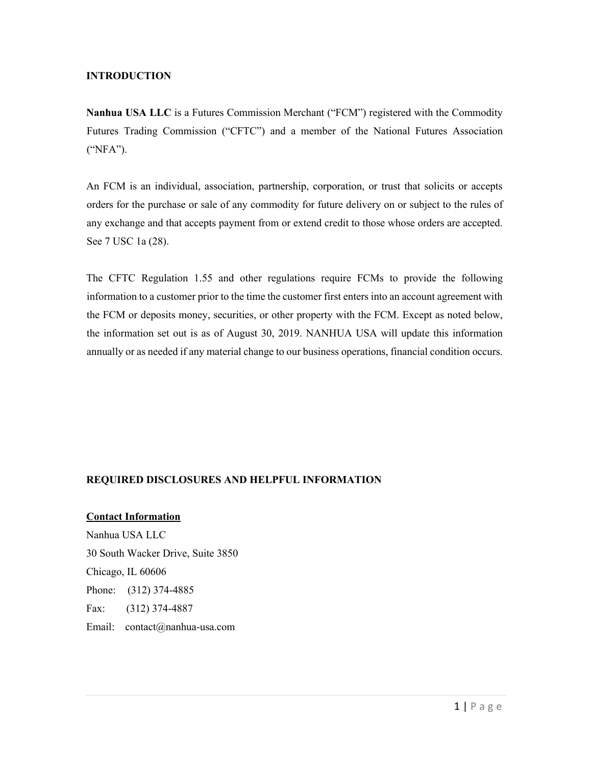## INTRODUCTION

**Nanhua USA LLC** is a Futures Commission Merchant ("FCM") registered with the Commodity Futures Trading Commission ("CFTC") and a member of the National Futures Association ("NFA").

An FCM is an individual, association, partnership, corporation, or trust that solicits or accepts orders for the purchase or sale of any commodity for future delivery on or subject to the rules of any exchange and that accepts payment from or extend credit to those whose orders are accepted. See 7 USC 1a (28).

The CFTC Regulation 1.55 and other regulations require FCMs to provide the following information to a customer prior to the time the customer first enters into an account agreement with the FCM or deposits money, securities, or other property with the FCM. Except as noted below, the information set out is as of August 30, 2019. NANHUA USA will update this information annually or as needed if any material change to our business operations, financial condition occurs.

## REQUIRED DISCLOSURES AND HELPFUL INFORMATION

### Contact Information

Nanhua USA LLC
30 South Wacker Drive, Suite 3850
Chicago, IL 60606
Phone: (312) 374-4885
Fax: (312) 374-4887
Email: contact@nanhua-usa.com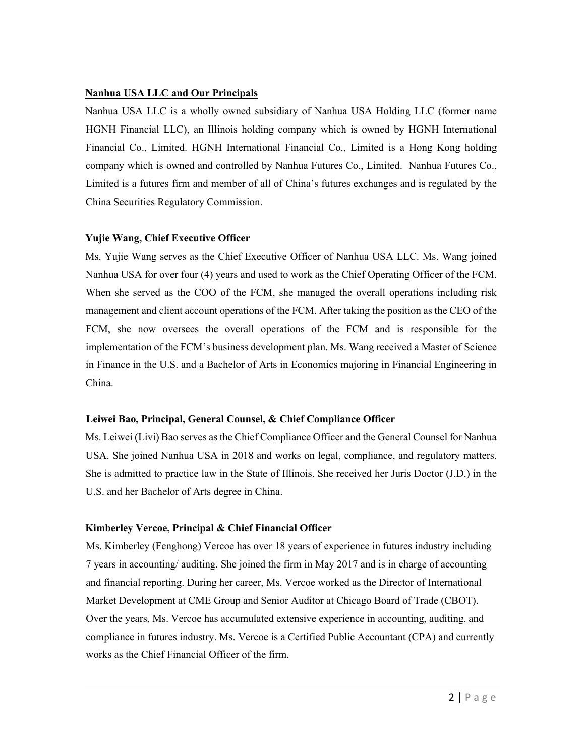## Nanhua USA LLC and Our Principals

Nanhua USA LLC is a wholly owned subsidiary of Nanhua USA Holding LLC (former name HGNH Financial LLC), an Illinois holding company which is owned by HGNH International Financial Co., Limited. HGNH International Financial Co., Limited is a Hong Kong holding company which is owned and controlled by Nanhua Futures Co., Limited. Nanhua Futures Co., Limited is a futures firm and member of all of China's futures exchanges and is regulated by the China Securities Regulatory Commission.

### Yujie Wang, Chief Executive Officer

Ms. Yujie Wang serves as the Chief Executive Officer of Nanhua USA LLC. Ms. Wang joined Nanhua USA for over four (4) years and used to work as the Chief Operating Officer of the FCM. When she served as the COO of the FCM, she managed the overall operations including risk management and client account operations of the FCM. After taking the position as the CEO of the FCM, she now oversees the overall operations of the FCM and is responsible for the implementation of the FCM's business development plan. Ms. Wang received a Master of Science in Finance in the U.S. and a Bachelor of Arts in Economics majoring in Financial Engineering in China.

### Leiwei Bao, Principal, General Counsel, & Chief Compliance Officer

Ms. Leiwei (Livi) Bao serves as the Chief Compliance Officer and the General Counsel for Nanhua USA. She joined Nanhua USA in 2018 and works on legal, compliance, and regulatory matters. She is admitted to practice law in the State of Illinois. She received her Juris Doctor (J.D.) in the U.S. and her Bachelor of Arts degree in China.

### Kimberley Vercoe, Principal & Chief Financial Officer

Ms. Kimberley (Fenghong) Vercoe has over 18 years of experience in futures industry including 7 years in accounting/ auditing. She joined the firm in May 2017 and is in charge of accounting and financial reporting. During her career, Ms. Vercoe worked as the Director of International Market Development at CME Group and Senior Auditor at Chicago Board of Trade (CBOT). Over the years, Ms. Vercoe has accumulated extensive experience in accounting, auditing, and compliance in futures industry. Ms. Vercoe is a Certified Public Accountant (CPA) and currently works as the Chief Financial Officer of the firm.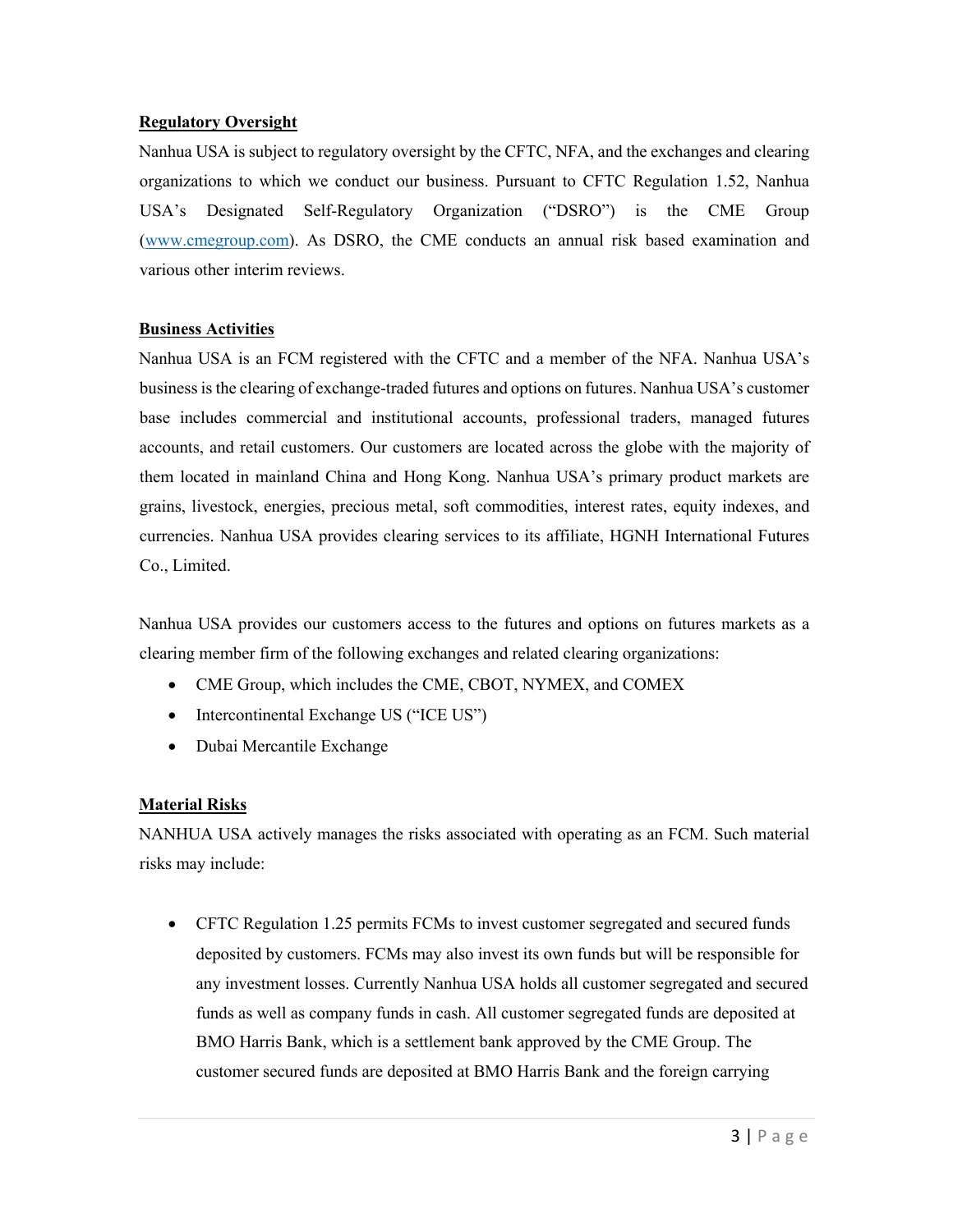## Regulatory Oversight

Nanhua USA is subject to regulatory oversight by the CFTC, NFA, and the exchanges and clearing organizations to which we conduct our business. Pursuant to CFTC Regulation 1.52, Nanhua USA's Designated Self-Regulatory Organization ("DSRO") is the CME Group (www.cmegroup.com). As DSRO, the CME conducts an annual risk based examination and various other interim reviews.

## Business Activities

Nanhua USA is an FCM registered with the CFTC and a member of the NFA. Nanhua USA's business is the clearing of exchange-traded futures and options on futures. Nanhua USA's customer base includes commercial and institutional accounts, professional traders, managed futures accounts, and retail customers. Our customers are located across the globe with the majority of them located in mainland China and Hong Kong. Nanhua USA's primary product markets are grains, livestock, energies, precious metal, soft commodities, interest rates, equity indexes, and currencies. Nanhua USA provides clearing services to its affiliate, HGNH International Futures Co., Limited.

Nanhua USA provides our customers access to the futures and options on futures markets as a clearing member firm of the following exchanges and related clearing organizations:

- CME Group, which includes the CME, CBOT, NYMEX, and COMEX
- Intercontinental Exchange US ("ICE US")
- Dubai Mercantile Exchange

## Material Risks

NANHUA USA actively manages the risks associated with operating as an FCM. Such material risks may include:

- CFTC Regulation 1.25 permits FCMs to invest customer segregated and secured funds deposited by customers. FCMs may also invest its own funds but will be responsible for any investment losses. Currently Nanhua USA holds all customer segregated and secured funds as well as company funds in cash. All customer segregated funds are deposited at BMO Harris Bank, which is a settlement bank approved by the CME Group. The customer secured funds are deposited at BMO Harris Bank and the foreign carrying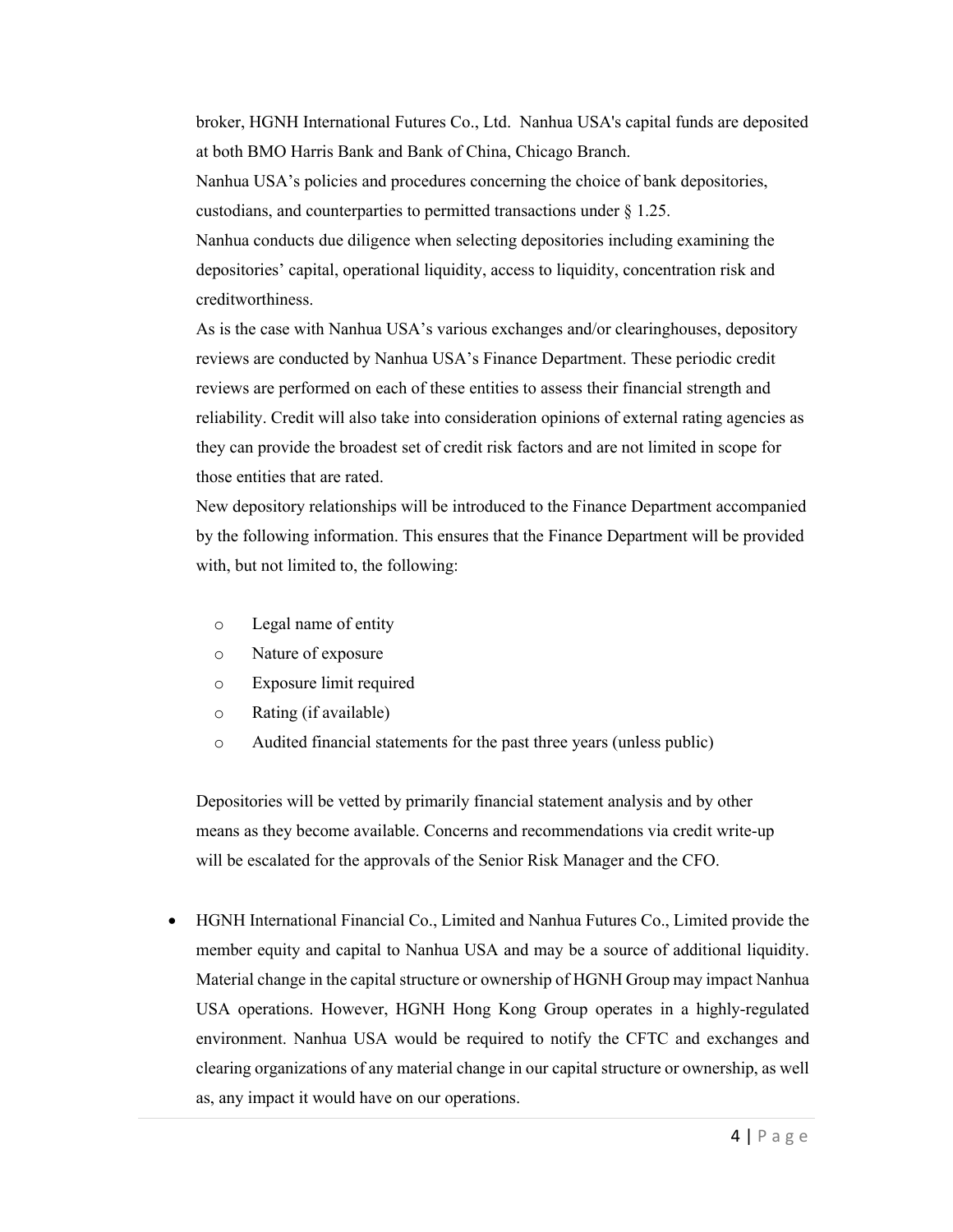broker, HGNH International Futures Co., Ltd. Nanhua USA's capital funds are deposited at both BMO Harris Bank and Bank of China, Chicago Branch.

Nanhua USA's policies and procedures concerning the choice of bank depositories, custodians, and counterparties to permitted transactions under § 1.25.

Nanhua conducts due diligence when selecting depositories including examining the depositories' capital, operational liquidity, access to liquidity, concentration risk and creditworthiness.

As is the case with Nanhua USA's various exchanges and/or clearinghouses, depository reviews are conducted by Nanhua USA's Finance Department. These periodic credit reviews are performed on each of these entities to assess their financial strength and reliability. Credit will also take into consideration opinions of external rating agencies as they can provide the broadest set of credit risk factors and are not limited in scope for those entities that are rated.

New depository relationships will be introduced to the Finance Department accompanied by the following information. This ensures that the Finance Department will be provided with, but not limited to, the following:

- Legal name of entity
- Nature of exposure
- Exposure limit required
- Rating (if available)
- Audited financial statements for the past three years (unless public)

Depositories will be vetted by primarily financial statement analysis and by other means as they become available. Concerns and recommendations via credit write-up will be escalated for the approvals of the Senior Risk Manager and the CFO.

- HGNH International Financial Co., Limited and Nanhua Futures Co., Limited provide the member equity and capital to Nanhua USA and may be a source of additional liquidity. Material change in the capital structure or ownership of HGNH Group may impact Nanhua USA operations. However, HGNH Hong Kong Group operates in a highly-regulated environment. Nanhua USA would be required to notify the CFTC and exchanges and clearing organizations of any material change in our capital structure or ownership, as well as, any impact it would have on our operations.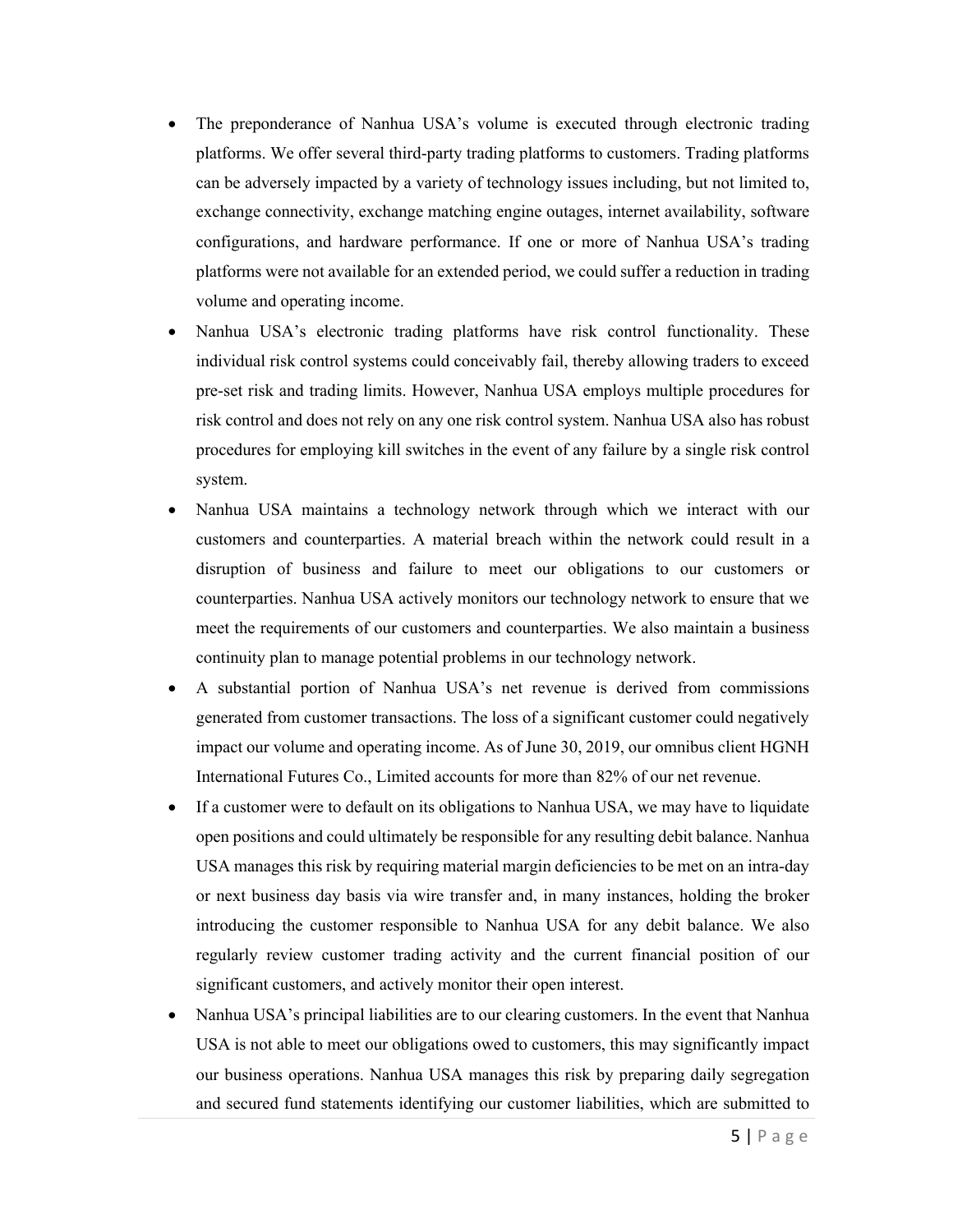- The preponderance of Nanhua USA's volume is executed through electronic trading platforms. We offer several third-party trading platforms to customers. Trading platforms can be adversely impacted by a variety of technology issues including, but not limited to, exchange connectivity, exchange matching engine outages, internet availability, software configurations, and hardware performance. If one or more of Nanhua USA's trading platforms were not available for an extended period, we could suffer a reduction in trading volume and operating income.
- Nanhua USA's electronic trading platforms have risk control functionality. These individual risk control systems could conceivably fail, thereby allowing traders to exceed pre-set risk and trading limits. However, Nanhua USA employs multiple procedures for risk control and does not rely on any one risk control system. Nanhua USA also has robust procedures for employing kill switches in the event of any failure by a single risk control system.
- Nanhua USA maintains a technology network through which we interact with our customers and counterparties. A material breach within the network could result in a disruption of business and failure to meet our obligations to our customers or counterparties. Nanhua USA actively monitors our technology network to ensure that we meet the requirements of our customers and counterparties. We also maintain a business continuity plan to manage potential problems in our technology network.
- A substantial portion of Nanhua USA's net revenue is derived from commissions generated from customer transactions. The loss of a significant customer could negatively impact our volume and operating income. As of June 30, 2019, our omnibus client HGNH International Futures Co., Limited accounts for more than 82% of our net revenue.
- If a customer were to default on its obligations to Nanhua USA, we may have to liquidate open positions and could ultimately be responsible for any resulting debit balance. Nanhua USA manages this risk by requiring material margin deficiencies to be met on an intra-day or next business day basis via wire transfer and, in many instances, holding the broker introducing the customer responsible to Nanhua USA for any debit balance. We also regularly review customer trading activity and the current financial position of our significant customers, and actively monitor their open interest.
- Nanhua USA's principal liabilities are to our clearing customers. In the event that Nanhua USA is not able to meet our obligations owed to customers, this may significantly impact our business operations. Nanhua USA manages this risk by preparing daily segregation and secured fund statements identifying our customer liabilities, which are submitted to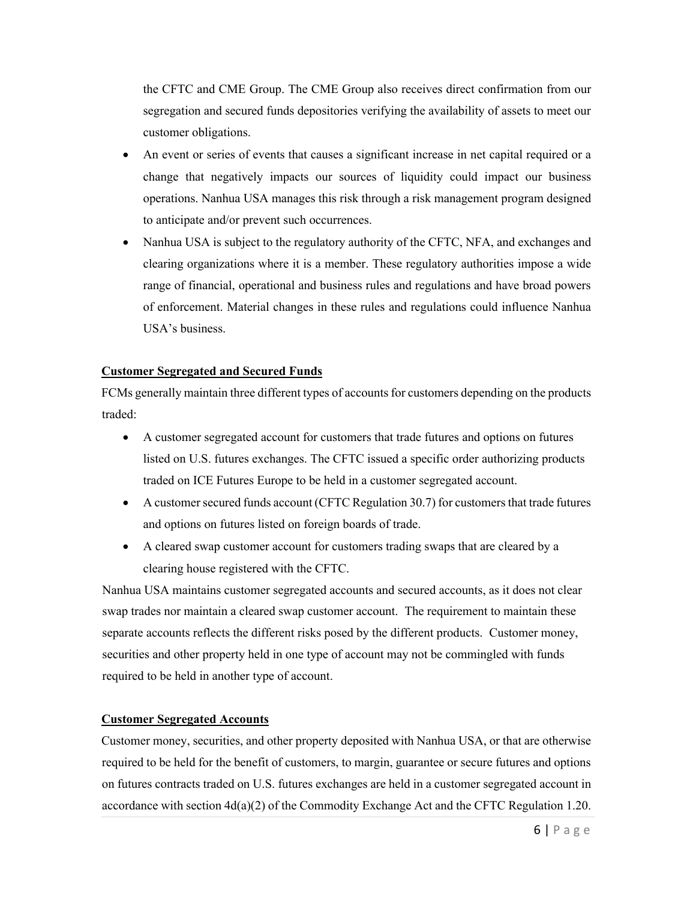the CFTC and CME Group. The CME Group also receives direct confirmation from our segregation and secured funds depositories verifying the availability of assets to meet our customer obligations.

- An event or series of events that causes a significant increase in net capital required or a change that negatively impacts our sources of liquidity could impact our business operations. Nanhua USA manages this risk through a risk management program designed to anticipate and/or prevent such occurrences.
- Nanhua USA is subject to the regulatory authority of the CFTC, NFA, and exchanges and clearing organizations where it is a member. These regulatory authorities impose a wide range of financial, operational and business rules and regulations and have broad powers of enforcement. Material changes in these rules and regulations could influence Nanhua USA's business.

## Customer Segregated and Secured Funds

FCMs generally maintain three different types of accounts for customers depending on the products traded:

- A customer segregated account for customers that trade futures and options on futures listed on U.S. futures exchanges. The CFTC issued a specific order authorizing products traded on ICE Futures Europe to be held in a customer segregated account.
- A customer secured funds account (CFTC Regulation 30.7) for customers that trade futures and options on futures listed on foreign boards of trade.
- A cleared swap customer account for customers trading swaps that are cleared by a clearing house registered with the CFTC.

Nanhua USA maintains customer segregated accounts and secured accounts, as it does not clear swap trades nor maintain a cleared swap customer account. The requirement to maintain these separate accounts reflects the different risks posed by the different products. Customer money, securities and other property held in one type of account may not be commingled with funds required to be held in another type of account.

## Customer Segregated Accounts

Customer money, securities, and other property deposited with Nanhua USA, or that are otherwise required to be held for the benefit of customers, to margin, guarantee or secure futures and options on futures contracts traded on U.S. futures exchanges are held in a customer segregated account in accordance with section 4d(a)(2) of the Commodity Exchange Act and the CFTC Regulation 1.20.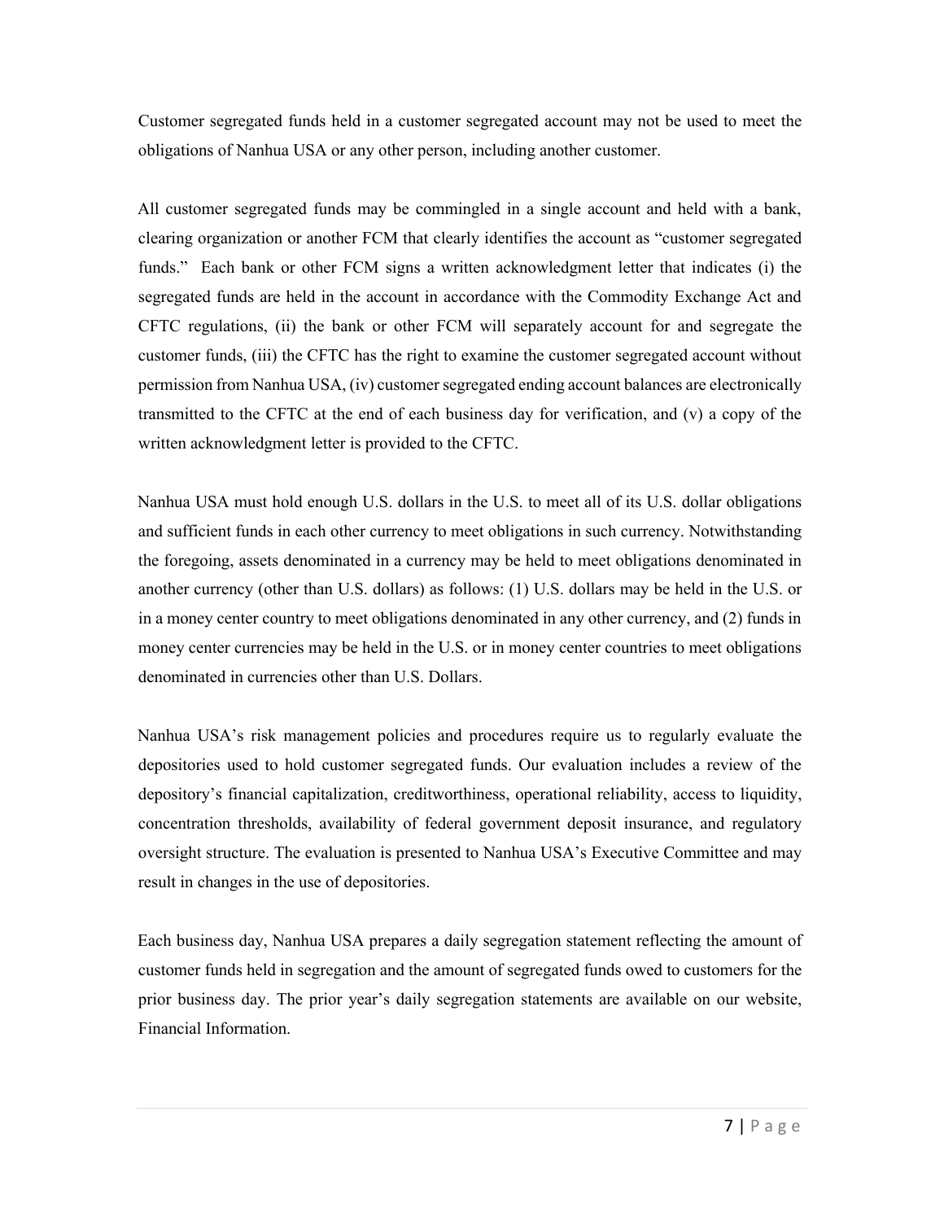Customer segregated funds held in a customer segregated account may not be used to meet the obligations of Nanhua USA or any other person, including another customer.

All customer segregated funds may be commingled in a single account and held with a bank, clearing organization or another FCM that clearly identifies the account as "customer segregated funds." Each bank or other FCM signs a written acknowledgment letter that indicates (i) the segregated funds are held in the account in accordance with the Commodity Exchange Act and CFTC regulations, (ii) the bank or other FCM will separately account for and segregate the customer funds, (iii) the CFTC has the right to examine the customer segregated account without permission from Nanhua USA, (iv) customer segregated ending account balances are electronically transmitted to the CFTC at the end of each business day for verification, and (v) a copy of the written acknowledgment letter is provided to the CFTC.

Nanhua USA must hold enough U.S. dollars in the U.S. to meet all of its U.S. dollar obligations and sufficient funds in each other currency to meet obligations in such currency. Notwithstanding the foregoing, assets denominated in a currency may be held to meet obligations denominated in another currency (other than U.S. dollars) as follows: (1) U.S. dollars may be held in the U.S. or in a money center country to meet obligations denominated in any other currency, and (2) funds in money center currencies may be held in the U.S. or in money center countries to meet obligations denominated in currencies other than U.S. Dollars.

Nanhua USA's risk management policies and procedures require us to regularly evaluate the depositories used to hold customer segregated funds. Our evaluation includes a review of the depository's financial capitalization, creditworthiness, operational reliability, access to liquidity, concentration thresholds, availability of federal government deposit insurance, and regulatory oversight structure. The evaluation is presented to Nanhua USA's Executive Committee and may result in changes in the use of depositories.

Each business day, Nanhua USA prepares a daily segregation statement reflecting the amount of customer funds held in segregation and the amount of segregated funds owed to customers for the prior business day. The prior year's daily segregation statements are available on our website, Financial Information.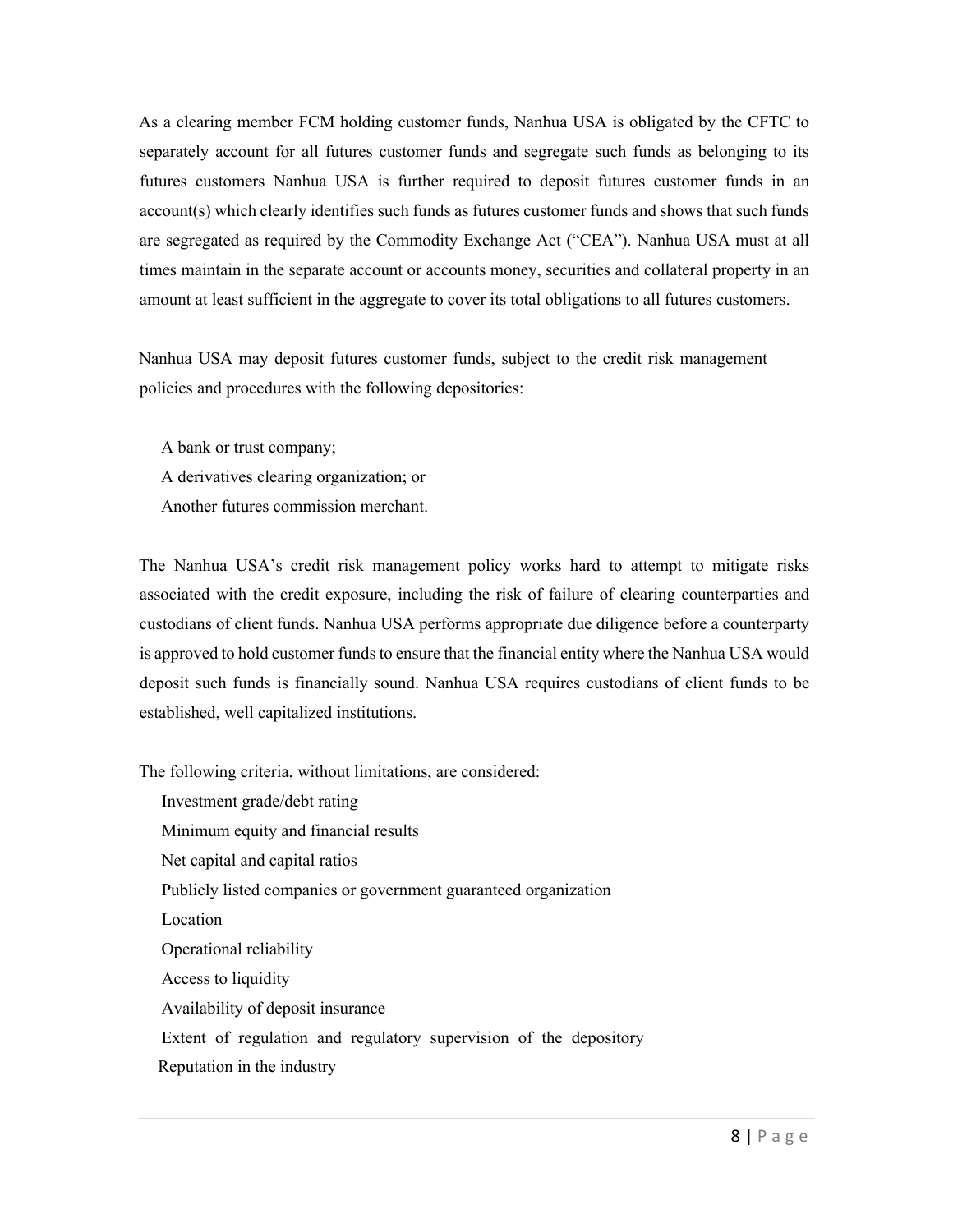As a clearing member FCM holding customer funds, Nanhua USA is obligated by the CFTC to separately account for all futures customer funds and segregate such funds as belonging to its futures customers Nanhua USA is further required to deposit futures customer funds in an account(s) which clearly identifies such funds as futures customer funds and shows that such funds are segregated as required by the Commodity Exchange Act ("CEA"). Nanhua USA must at all times maintain in the separate account or accounts money, securities and collateral property in an amount at least sufficient in the aggregate to cover its total obligations to all futures customers.

Nanhua USA may deposit futures customer funds, subject to the credit risk management policies and procedures with the following depositories:

- A bank or trust company;
- A derivatives clearing organization; or
- Another futures commission merchant.

The Nanhua USA's credit risk management policy works hard to attempt to mitigate risks associated with the credit exposure, including the risk of failure of clearing counterparties and custodians of client funds. Nanhua USA performs appropriate due diligence before a counterparty is approved to hold customer funds to ensure that the financial entity where the Nanhua USA would deposit such funds is financially sound. Nanhua USA requires custodians of client funds to be established, well capitalized institutions.

The following criteria, without limitations, are considered:

- Investment grade/debt rating
- Minimum equity and financial results
- Net capital and capital ratios
- Publicly listed companies or government guaranteed organization
- Location
- Operational reliability
- Access to liquidity
- Availability of deposit insurance
- Extent of regulation and regulatory supervision of the depository
- Reputation in the industry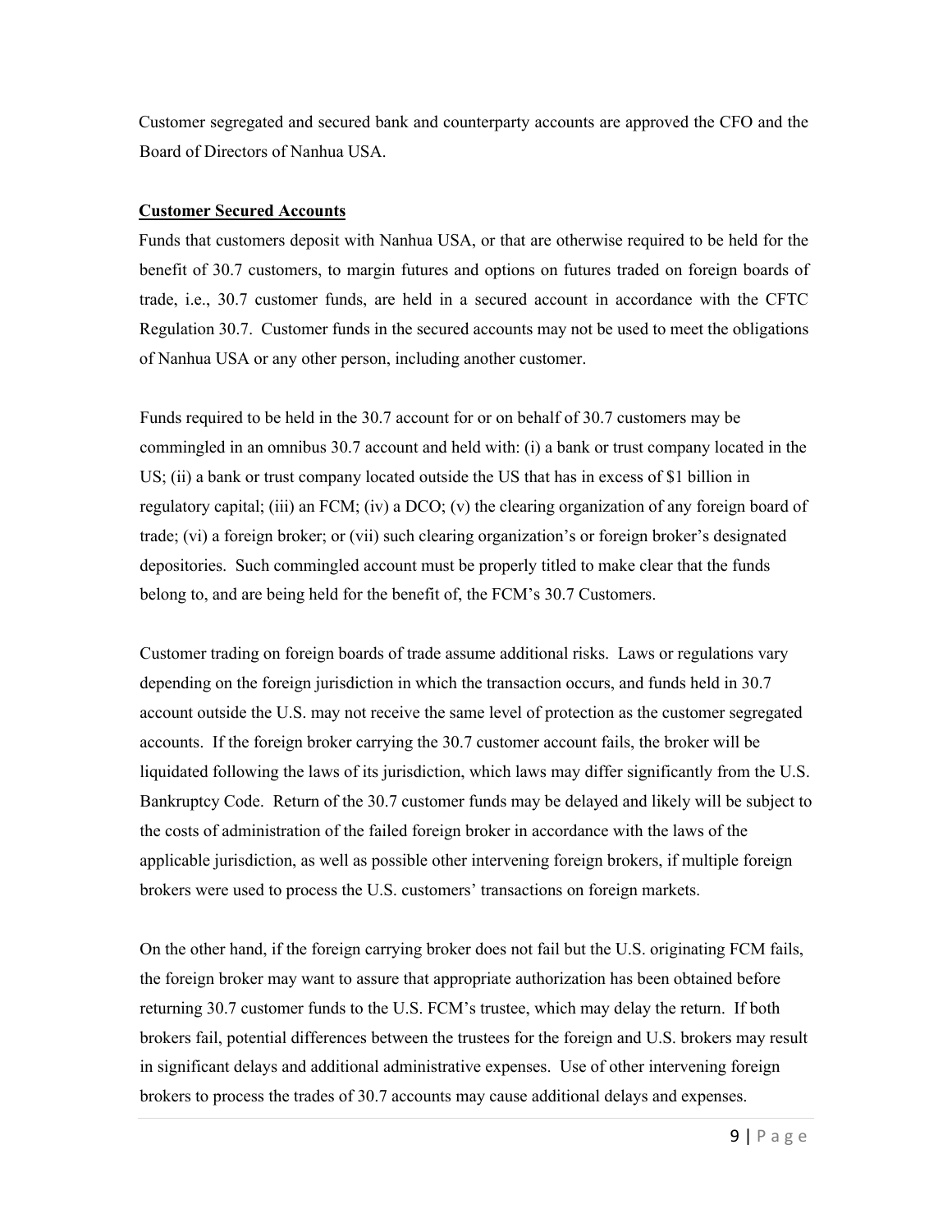Customer segregated and secured bank and counterparty accounts are approved the CFO and the Board of Directors of Nanhua USA.

**Customer Secured Accounts**

Funds that customers deposit with Nanhua USA, or that are otherwise required to be held for the benefit of 30.7 customers, to margin futures and options on futures traded on foreign boards of trade, i.e., 30.7 customer funds, are held in a secured account in accordance with the CFTC Regulation 30.7. Customer funds in the secured accounts may not be used to meet the obligations of Nanhua USA or any other person, including another customer.

Funds required to be held in the 30.7 account for or on behalf of 30.7 customers may be commingled in an omnibus 30.7 account and held with: (i) a bank or trust company located in the US; (ii) a bank or trust company located outside the US that has in excess of $1 billion in regulatory capital; (iii) an FCM; (iv) a DCO; (v) the clearing organization of any foreign board of trade; (vi) a foreign broker; or (vii) such clearing organization's or foreign broker's designated depositories. Such commingled account must be properly titled to make clear that the funds belong to, and are being held for the benefit of, the FCM's 30.7 Customers.

Customer trading on foreign boards of trade assume additional risks. Laws or regulations vary depending on the foreign jurisdiction in which the transaction occurs, and funds held in 30.7 account outside the U.S. may not receive the same level of protection as the customer segregated accounts. If the foreign broker carrying the 30.7 customer account fails, the broker will be liquidated following the laws of its jurisdiction, which laws may differ significantly from the U.S. Bankruptcy Code. Return of the 30.7 customer funds may be delayed and likely will be subject to the costs of administration of the failed foreign broker in accordance with the laws of the applicable jurisdiction, as well as possible other intervening foreign brokers, if multiple foreign brokers were used to process the U.S. customers' transactions on foreign markets.

On the other hand, if the foreign carrying broker does not fail but the U.S. originating FCM fails, the foreign broker may want to assure that appropriate authorization has been obtained before returning 30.7 customer funds to the U.S. FCM's trustee, which may delay the return. If both brokers fail, potential differences between the trustees for the foreign and U.S. brokers may result in significant delays and additional administrative expenses. Use of other intervening foreign brokers to process the trades of 30.7 accounts may cause additional delays and expenses.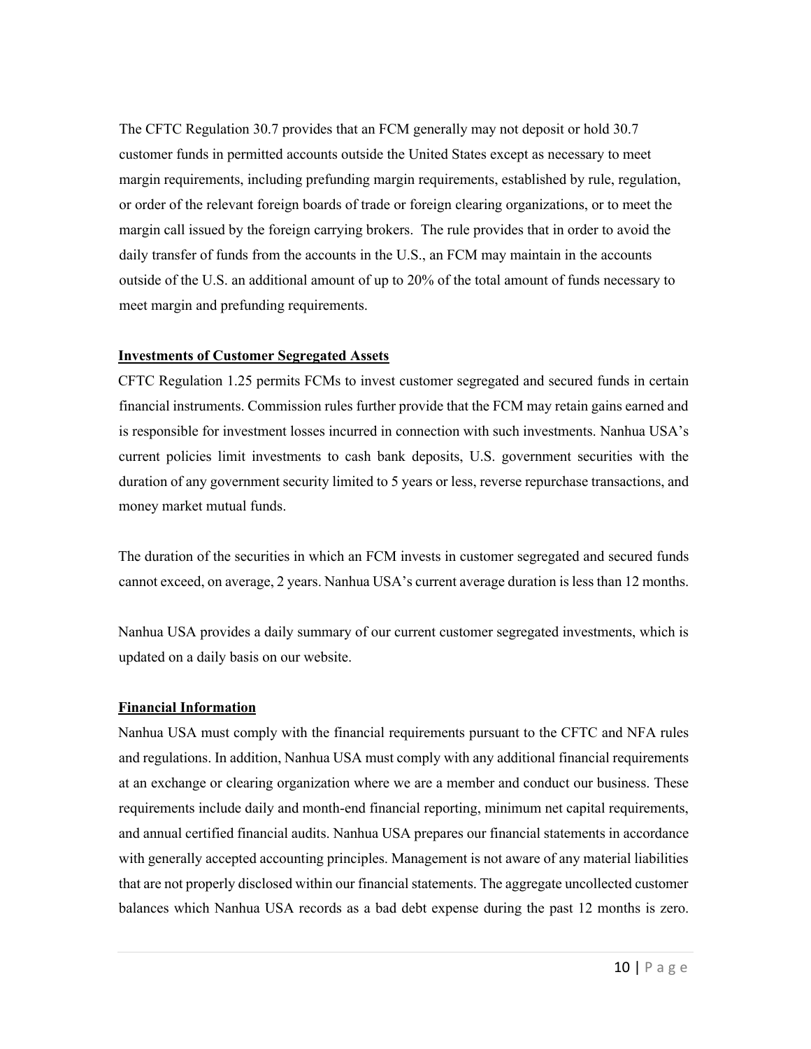The CFTC Regulation 30.7 provides that an FCM generally may not deposit or hold 30.7 customer funds in permitted accounts outside the United States except as necessary to meet margin requirements, including prefunding margin requirements, established by rule, regulation, or order of the relevant foreign boards of trade or foreign clearing organizations, or to meet the margin call issued by the foreign carrying brokers. The rule provides that in order to avoid the daily transfer of funds from the accounts in the U.S., an FCM may maintain in the accounts outside of the U.S. an additional amount of up to 20% of the total amount of funds necessary to meet margin and prefunding requirements.

**Investments of Customer Segregated Assets**

CFTC Regulation 1.25 permits FCMs to invest customer segregated and secured funds in certain financial instruments. Commission rules further provide that the FCM may retain gains earned and is responsible for investment losses incurred in connection with such investments. Nanhua USA's current policies limit investments to cash bank deposits, U.S. government securities with the duration of any government security limited to 5 years or less, reverse repurchase transactions, and money market mutual funds.

The duration of the securities in which an FCM invests in customer segregated and secured funds cannot exceed, on average, 2 years. Nanhua USA's current average duration is less than 12 months.

Nanhua USA provides a daily summary of our current customer segregated investments, which is updated on a daily basis on our website.

**Financial Information**

Nanhua USA must comply with the financial requirements pursuant to the CFTC and NFA rules and regulations. In addition, Nanhua USA must comply with any additional financial requirements at an exchange or clearing organization where we are a member and conduct our business. These requirements include daily and month-end financial reporting, minimum net capital requirements, and annual certified financial audits. Nanhua USA prepares our financial statements in accordance with generally accepted accounting principles. Management is not aware of any material liabilities that are not properly disclosed within our financial statements. The aggregate uncollected customer balances which Nanhua USA records as a bad debt expense during the past 12 months is zero.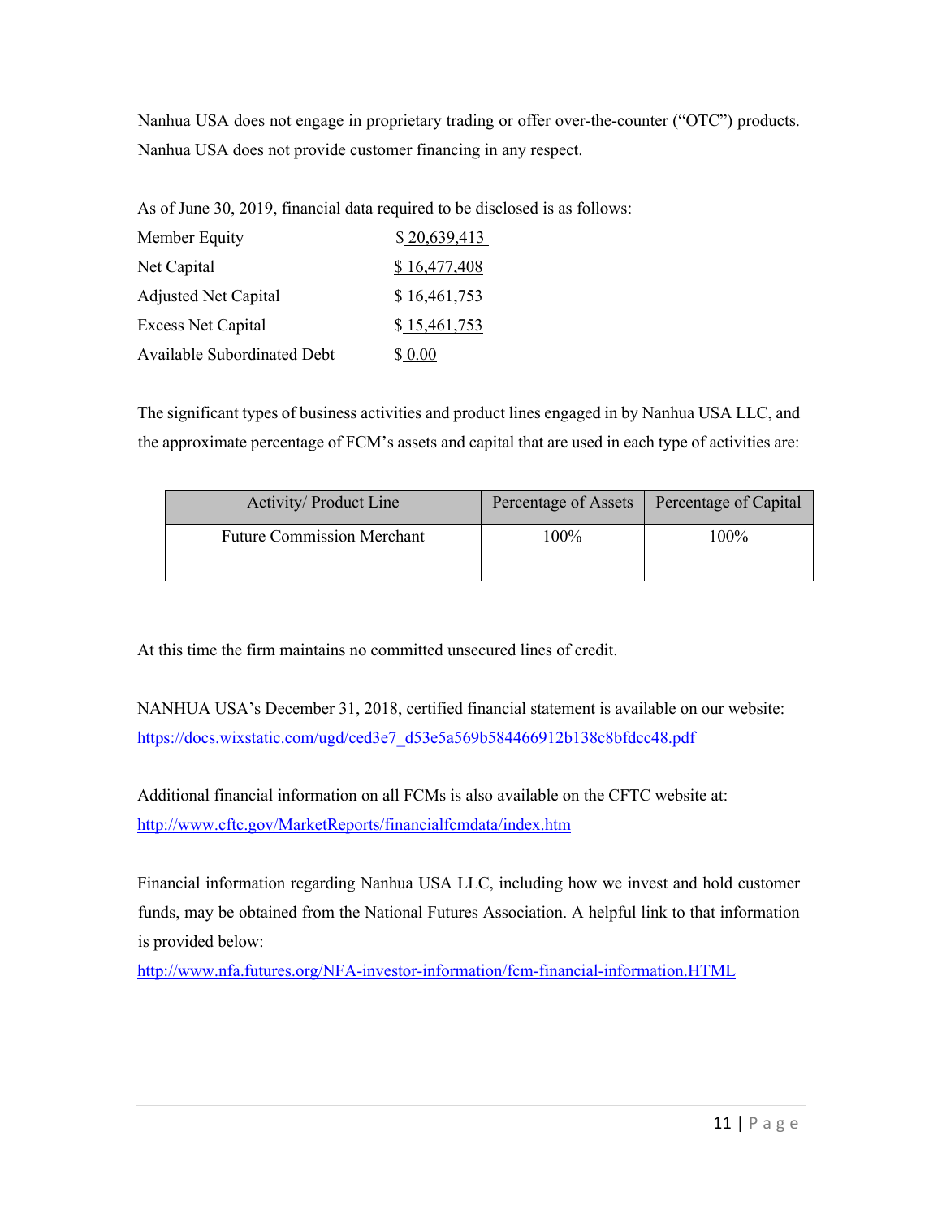Nanhua USA does not engage in proprietary trading or offer over-the-counter ("OTC") products. Nanhua USA does not provide customer financing in any respect.

As of June 30, 2019, financial data required to be disclosed is as follows:

| | |
|---|---|
| Member Equity | $ 20,639,413 |
| Net Capital | $ 16,477,408 |
| Adjusted Net Capital | $ 16,461,753 |
| Excess Net Capital | $ 15,461,753 |
| Available Subordinated Debt | $ 0.00 |

The significant types of business activities and product lines engaged in by Nanhua USA LLC, and the approximate percentage of FCM's assets and capital that are used in each type of activities are:

| Activity/ Product Line | Percentage of Assets | Percentage of Capital |
|---|---|---|
| Future Commission Merchant | 100% | 100% |

At this time the firm maintains no committed unsecured lines of credit.

NANHUA USA's December 31, 2018, certified financial statement is available on our website: https://docs.wixstatic.com/ugd/ced3e7_d53e5a569b584466912b138c8bfdcc48.pdf

Additional financial information on all FCMs is also available on the CFTC website at: http://www.cftc.gov/MarketReports/financialfcmdata/index.htm

Financial information regarding Nanhua USA LLC, including how we invest and hold customer funds, may be obtained from the National Futures Association. A helpful link to that information is provided below:
http://www.nfa.futures.org/NFA-investor-information/fcm-financial-information.HTML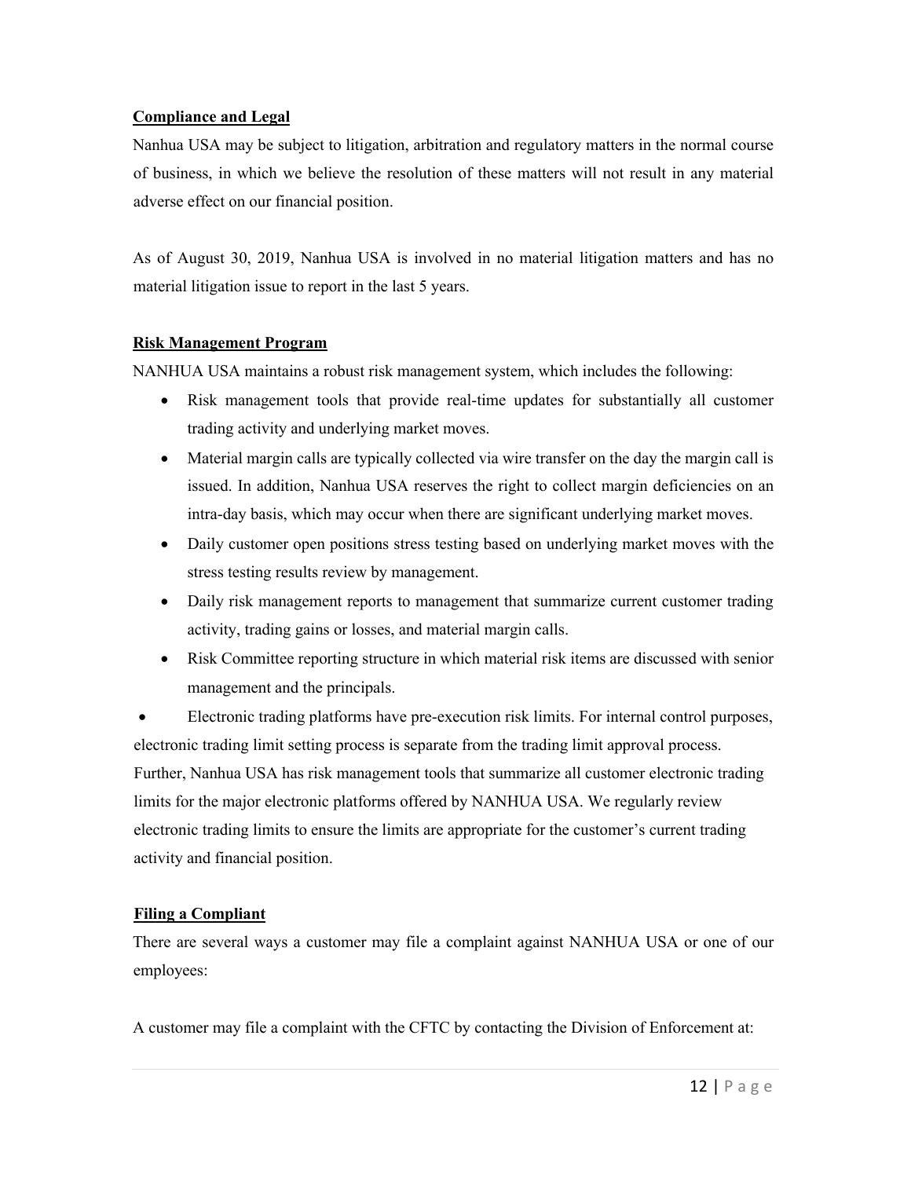**Compliance and Legal**

Nanhua USA may be subject to litigation, arbitration and regulatory matters in the normal course of business, in which we believe the resolution of these matters will not result in any material adverse effect on our financial position.

As of August 30, 2019, Nanhua USA is involved in no material litigation matters and has no material litigation issue to report in the last 5 years.

**Risk Management Program**

NANHUA USA maintains a robust risk management system, which includes the following:

- Risk management tools that provide real-time updates for substantially all customer trading activity and underlying market moves.
- Material margin calls are typically collected via wire transfer on the day the margin call is issued. In addition, Nanhua USA reserves the right to collect margin deficiencies on an intra-day basis, which may occur when there are significant underlying market moves.
- Daily customer open positions stress testing based on underlying market moves with the stress testing results review by management.
- Daily risk management reports to management that summarize current customer trading activity, trading gains or losses, and material margin calls.
- Risk Committee reporting structure in which material risk items are discussed with senior management and the principals.
- Electronic trading platforms have pre-execution risk limits. For internal control purposes, electronic trading limit setting process is separate from the trading limit approval process. Further, Nanhua USA has risk management tools that summarize all customer electronic trading limits for the major electronic platforms offered by NANHUA USA. We regularly review electronic trading limits to ensure the limits are appropriate for the customer's current trading activity and financial position.

**Filing a Compliant**

There are several ways a customer may file a complaint against NANHUA USA or one of our employees:

A customer may file a complaint with the CFTC by contacting the Division of Enforcement at: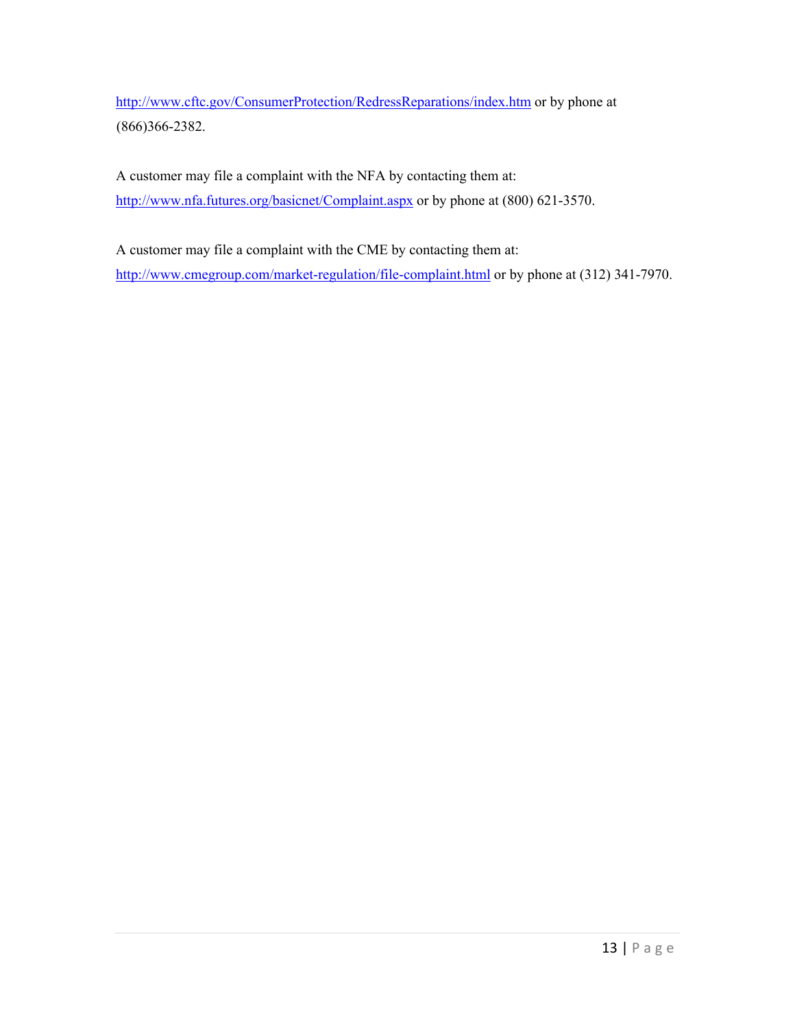http://www.cftc.gov/ConsumerProtection/RedressReparations/index.htm or by phone at (866)366-2382.

A customer may file a complaint with the NFA by contacting them at: http://www.nfa.futures.org/basicnet/Complaint.aspx or by phone at (800) 621-3570.

A customer may file a complaint with the CME by contacting them at: http://www.cmegroup.com/market-regulation/file-complaint.html or by phone at (312) 341-7970.